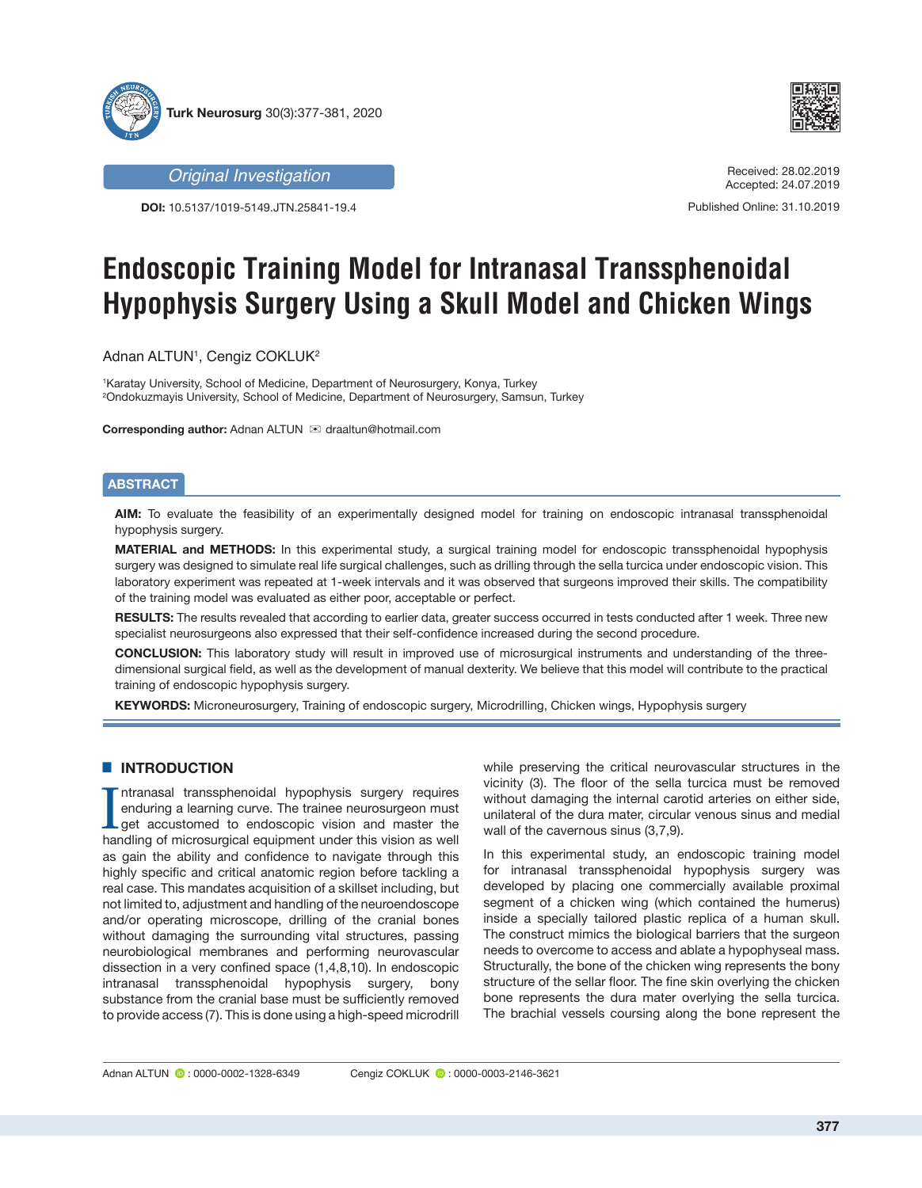Original Investigation

DOI: 10.5137/1019-5149.JTN.25841-19.4

Received: 28.02.2019
Accepted: 24.07.2019

Published Online: 31.10.2019

# Endoscopic Training Model for Intranasal Transsphenoidal Hypophysis Surgery Using a Skull Model and Chicken Wings

Adnan ALTUN[1], Cengiz COKLUK[2]

[1]Karatay University, School of Medicine, Department of Neurosurgery, Konya, Turkey
[2]Ondokuzmayis University, School of Medicine, Department of Neurosurgery, Samsun, Turkey

**Corresponding author:** Adnan ALTUN ✉ draaltun@hotmail.com

## ABSTRACT

**AIM:** To evaluate the feasibility of an experimentally designed model for training on endoscopic intranasal transsphenoidal hypophysis surgery.

**MATERIAL and METHODS:** In this experimental study, a surgical training model for endoscopic transsphenoidal hypophysis surgery was designed to simulate real life surgical challenges, such as drilling through the sella turcica under endoscopic vision. This laboratory experiment was repeated at 1-week intervals and it was observed that surgeons improved their skills. The compatibility of the training model was evaluated as either poor, acceptable or perfect.

**RESULTS:** The results revealed that according to earlier data, greater success occurred in tests conducted after 1 week. Three new specialist neurosurgeons also expressed that their self-confidence increased during the second procedure.

**CONCLUSION:** This laboratory study will result in improved use of microsurgical instruments and understanding of the three-dimensional surgical field, as well as the development of manual dexterity. We believe that this model will contribute to the practical training of endoscopic hypophysis surgery.

**KEYWORDS:** Microneurosurgery, Training of endoscopic surgery, Microdrilling, Chicken wings, Hypophysis surgery

## INTRODUCTION

Intranasal transsphenoidal hypophysis surgery requires enduring a learning curve. The trainee neurosurgeon must get accustomed to endoscopic vision and master the handling of microsurgical equipment under this vision as well as gain the ability and confidence to navigate through this highly specific and critical anatomic region before tackling a real case. This mandates acquisition of a skillset including, but not limited to, adjustment and handling of the neuroendoscope and/or operating microscope, drilling of the cranial bones without damaging the surrounding vital structures, passing neurobiological membranes and performing neurovascular dissection in a very confined space (1,4,8,10). In endoscopic intranasal transsphenoidal hypophysis surgery, bony substance from the cranial base must be sufficiently removed to provide access (7). This is done using a high-speed microdrill while preserving the critical neurovascular structures in the vicinity (3). The floor of the sella turcica must be removed without damaging the internal carotid arteries on either side, unilateral of the dura mater, circular venous sinus and medial wall of the cavernous sinus (3,7,9).

In this experimental study, an endoscopic training model for intranasal transsphenoidal hypophysis surgery was developed by placing one commercially available proximal segment of a chicken wing (which contained the humerus) inside a specially tailored plastic replica of a human skull. The construct mimics the biological barriers that the surgeon needs to overcome to access and ablate a hypophyseal mass. Structurally, the bone of the chicken wing represents the bony structure of the sellar floor. The fine skin overlying the chicken bone represents the dura mater overlying the sella turcica. The brachial vessels coursing along the bone represent the

Adnan ALTUN : 0000-0002-1328-6349    Cengiz COKLUK : 0000-0003-2146-3621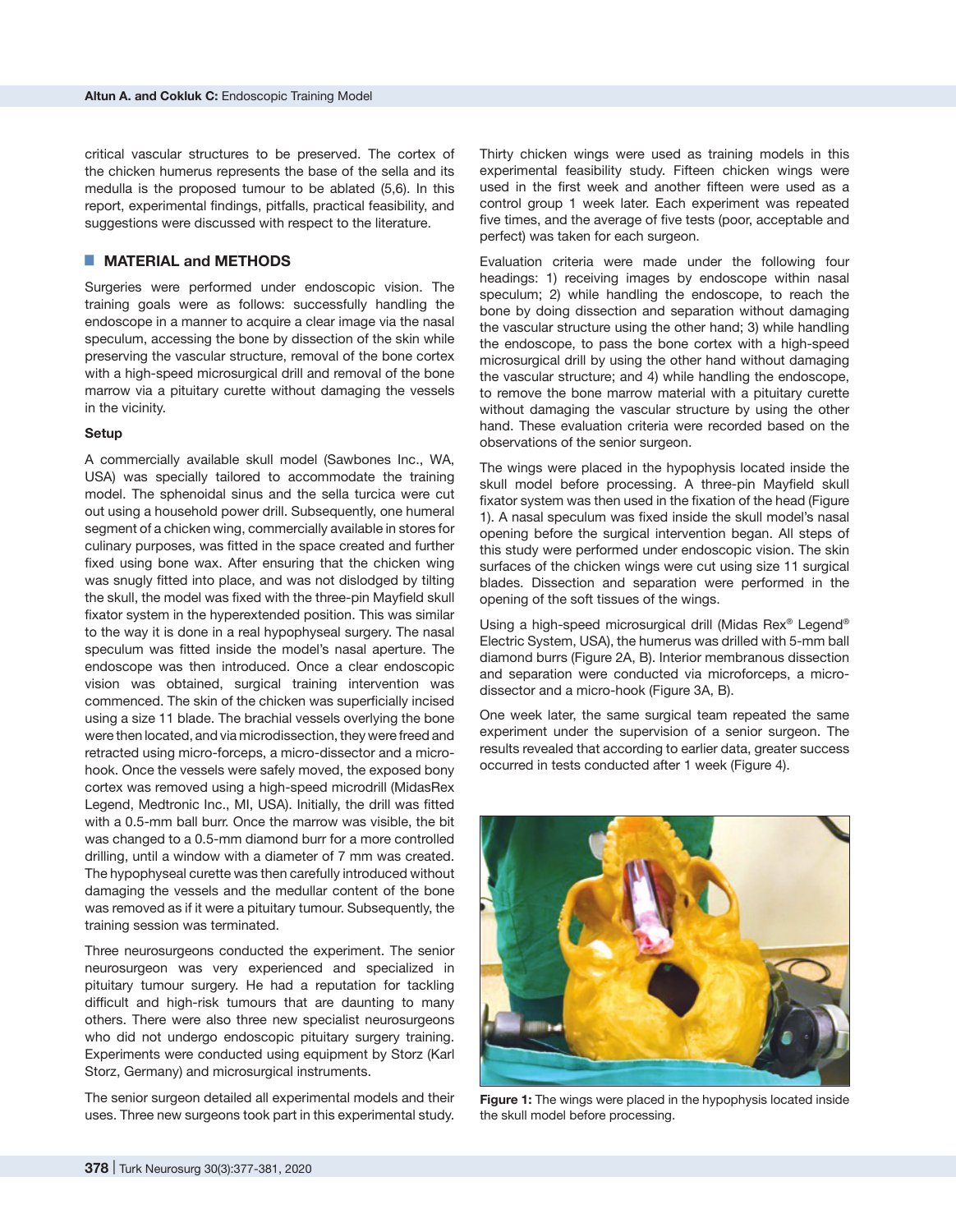critical vascular structures to be preserved. The cortex of the chicken humerus represents the base of the sella and its medulla is the proposed tumour to be ablated (5,6). In this report, experimental findings, pitfalls, practical feasibility, and suggestions were discussed with respect to the literature.

## MATERIAL and METHODS

Surgeries were performed under endoscopic vision. The training goals were as follows: successfully handling the endoscope in a manner to acquire a clear image via the nasal speculum, accessing the bone by dissection of the skin while preserving the vascular structure, removal of the bone cortex with a high-speed microsurgical drill and removal of the bone marrow via a pituitary curette without damaging the vessels in the vicinity.

### Setup

A commercially available skull model (Sawbones Inc., WA, USA) was specially tailored to accommodate the training model. The sphenoidal sinus and the sella turcica were cut out using a household power drill. Subsequently, one humeral segment of a chicken wing, commercially available in stores for culinary purposes, was fitted in the space created and further fixed using bone wax. After ensuring that the chicken wing was snugly fitted into place, and was not dislodged by tilting the skull, the model was fixed with the three-pin Mayfield skull fixator system in the hyperextended position. This was similar to the way it is done in a real hypophyseal surgery. The nasal speculum was fitted inside the model's nasal aperture. The endoscope was then introduced. Once a clear endoscopic vision was obtained, surgical training intervention was commenced. The skin of the chicken was superficially incised using a size 11 blade. The brachial vessels overlying the bone were then located, and via microdissection, they were freed and retracted using micro-forceps, a micro-dissector and a micro-hook. Once the vessels were safely moved, the exposed bony cortex was removed using a high-speed microdrill (MidasRex Legend, Medtronic Inc., MI, USA). Initially, the drill was fitted with a 0.5-mm ball burr. Once the marrow was visible, the bit was changed to a 0.5-mm diamond burr for a more controlled drilling, until a window with a diameter of 7 mm was created. The hypophyseal curette was then carefully introduced without damaging the vessels and the medullar content of the bone was removed as if it were a pituitary tumour. Subsequently, the training session was terminated.

Three neurosurgeons conducted the experiment. The senior neurosurgeon was very experienced and specialized in pituitary tumour surgery. He had a reputation for tackling difficult and high-risk tumours that are daunting to many others. There were also three new specialist neurosurgeons who did not undergo endoscopic pituitary surgery training. Experiments were conducted using equipment by Storz (Karl Storz, Germany) and microsurgical instruments.

The senior surgeon detailed all experimental models and their uses. Three new surgeons took part in this experimental study. Thirty chicken wings were used as training models in this experimental feasibility study. Fifteen chicken wings were used in the first week and another fifteen were used as a control group 1 week later. Each experiment was repeated five times, and the average of five tests (poor, acceptable and perfect) was taken for each surgeon.

Evaluation criteria were made under the following four headings: 1) receiving images by endoscope within nasal speculum; 2) while handling the endoscope, to reach the bone by doing dissection and separation without damaging the vascular structure using the other hand; 3) while handling the endoscope, to pass the bone cortex with a high-speed microsurgical drill by using the other hand without damaging the vascular structure; and 4) while handling the endoscope, to remove the bone marrow material with a pituitary curette without damaging the vascular structure by using the other hand. These evaluation criteria were recorded based on the observations of the senior surgeon.

The wings were placed in the hypophysis located inside the skull model before processing. A three-pin Mayfield skull fixator system was then used in the fixation of the head (Figure 1). A nasal speculum was fixed inside the skull model's nasal opening before the surgical intervention began. All steps of this study were performed under endoscopic vision. The skin surfaces of the chicken wings were cut using size 11 surgical blades. Dissection and separation were performed in the opening of the soft tissues of the wings.

Using a high-speed microsurgical drill (Midas Rex® Legend® Electric System, USA), the humerus was drilled with 5-mm ball diamond burrs (Figure 2A, B). Interior membranous dissection and separation were conducted via microforceps, a micro-dissector and a micro-hook (Figure 3A, B).

One week later, the same surgical team repeated the same experiment under the supervision of a senior surgeon. The results revealed that according to earlier data, greater success occurred in tests conducted after 1 week (Figure 4).

**Figure 1:** The wings were placed in the hypophysis located inside the skull model before processing.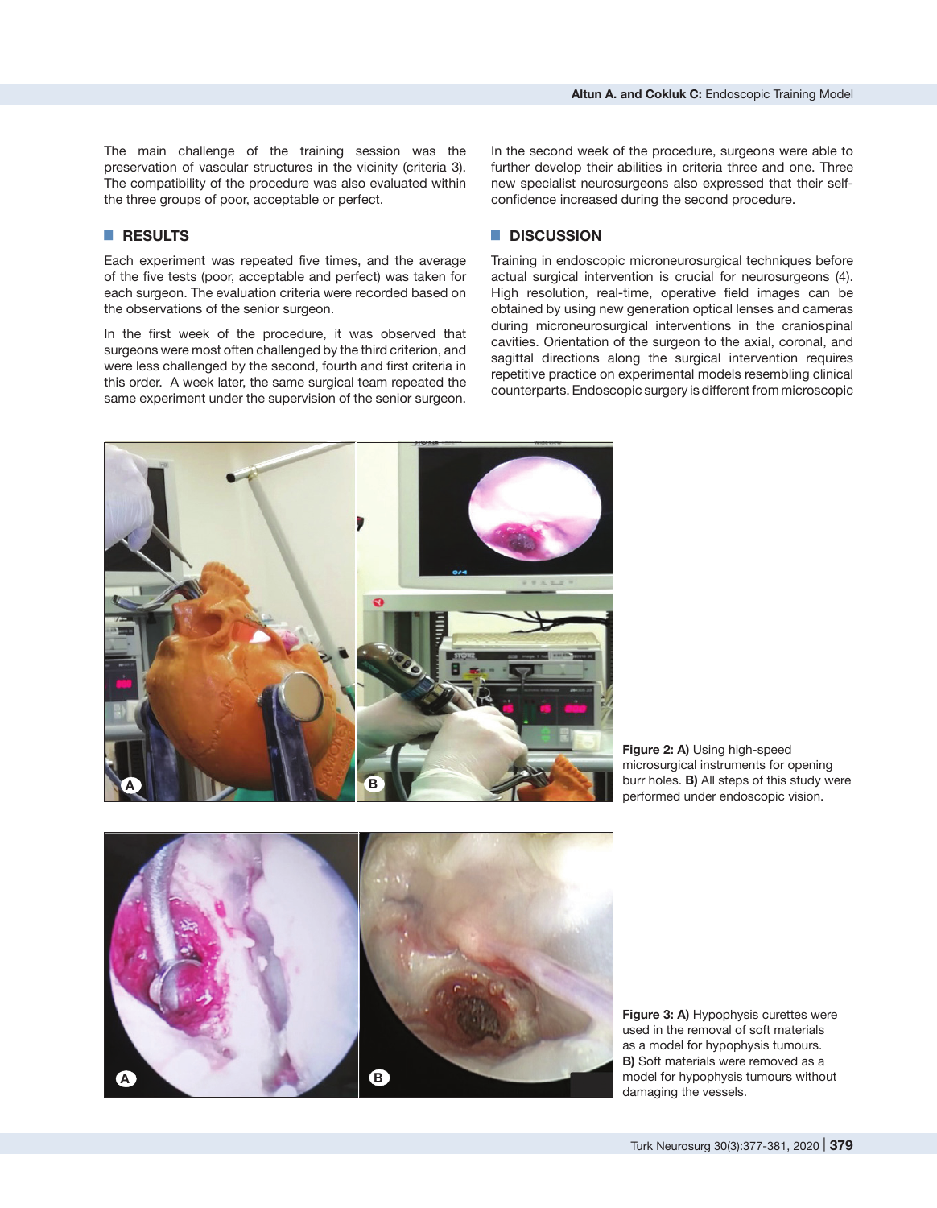The main challenge of the training session was the preservation of vascular structures in the vicinity (criteria 3). The compatibility of the procedure was also evaluated within the three groups of poor, acceptable or perfect.

## RESULTS

Each experiment was repeated five times, and the average of the five tests (poor, acceptable and perfect) was taken for each surgeon. The evaluation criteria were recorded based on the observations of the senior surgeon.

In the first week of the procedure, it was observed that surgeons were most often challenged by the third criterion, and were less challenged by the second, fourth and first criteria in this order. A week later, the same surgical team repeated the same experiment under the supervision of the senior surgeon.

In the second week of the procedure, surgeons were able to further develop their abilities in criteria three and one. Three new specialist neurosurgeons also expressed that their self-confidence increased during the second procedure.

## DISCUSSION

Training in endoscopic microneurosurgical techniques before actual surgical intervention is crucial for neurosurgeons (4). High resolution, real-time, operative field images can be obtained by using new generation optical lenses and cameras during microneurosurgical interventions in the craniospinal cavities. Orientation of the surgeon to the axial, coronal, and sagittal directions along the surgical intervention requires repetitive practice on experimental models resembling clinical counterparts. Endoscopic surgery is different from microscopic

**Figure 2: A)** Using high-speed microsurgical instruments for opening burr holes. **B)** All steps of this study were performed under endoscopic vision.

**Figure 3: A)** Hypophysis curettes were used in the removal of soft materials as a model for hypophysis tumours. **B)** Soft materials were removed as a model for hypophysis tumours without damaging the vessels.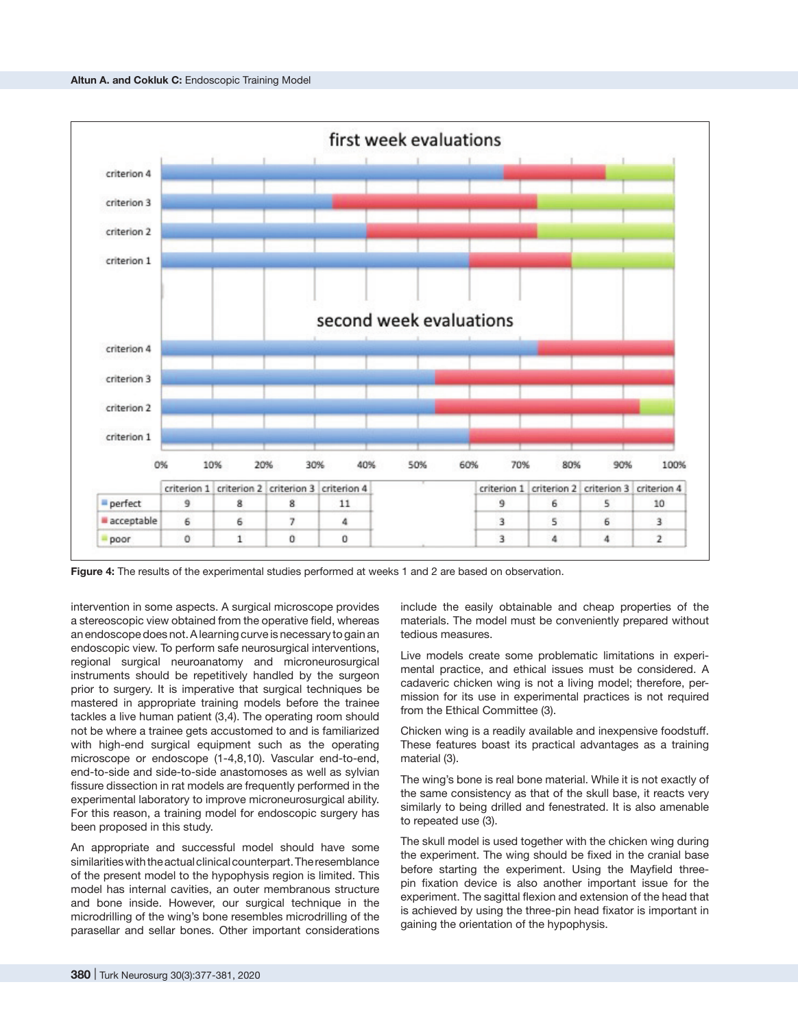**first week evaluations** / **second week evaluations**

| | criterion 1 | criterion 2 | criterion 3 | criterion 4 | | criterion 1 | criterion 2 | criterion 3 | criterion 4 |
|---|---|---|---|---|---|---|---|---|---|
| perfect | 9 | 8 | 8 | 11 | | 9 | 6 | 5 | 10 |
| acceptable | 6 | 6 | 7 | 4 | | 3 | 5 | 6 | 3 |
| poor | 0 | 1 | 0 | 0 | | 3 | 4 | 4 | 2 |

**Figure 4:** The results of the experimental studies performed at weeks 1 and 2 are based on observation.

intervention in some aspects. A surgical microscope provides a stereoscopic view obtained from the operative field, whereas an endoscope does not. A learning curve is necessary to gain an endoscopic view. To perform safe neurosurgical interventions, regional surgical neuroanatomy and microneurosurgical instruments should be repetitively handled by the surgeon prior to surgery. It is imperative that surgical techniques be mastered in appropriate training models before the trainee tackles a live human patient (3,4). The operating room should not be where a trainee gets accustomed to and is familiarized with high-end surgical equipment such as the operating microscope or endoscope (1-4,8,10). Vascular end-to-end, end-to-side and side-to-side anastomoses as well as sylvian fissure dissection in rat models are frequently performed in the experimental laboratory to improve microneurosurgical ability. For this reason, a training model for endoscopic surgery has been proposed in this study.

An appropriate and successful model should have some similarities with the actual clinical counterpart. The resemblance of the present model to the hypophysis region is limited. This model has internal cavities, an outer membranous structure and bone inside. However, our surgical technique in the microdrilling of the wing's bone resembles microdrilling of the parasellar and sellar bones. Other important considerations include the easily obtainable and cheap properties of the materials. The model must be conveniently prepared without tedious measures.

Live models create some problematic limitations in experimental practice, and ethical issues must be considered. A cadaveric chicken wing is not a living model; therefore, permission for its use in experimental practices is not required from the Ethical Committee (3).

Chicken wing is a readily available and inexpensive foodstuff. These features boast its practical advantages as a training material (3).

The wing's bone is real bone material. While it is not exactly of the same consistency as that of the skull base, it reacts very similarly to being drilled and fenestrated. It is also amenable to repeated use (3).

The skull model is used together with the chicken wing during the experiment. The wing should be fixed in the cranial base before starting the experiment. Using the Mayfield three-pin fixation device is also another important issue for the experiment. The sagittal flexion and extension of the head that is achieved by using the three-pin head fixator is important in gaining the orientation of the hypophysis.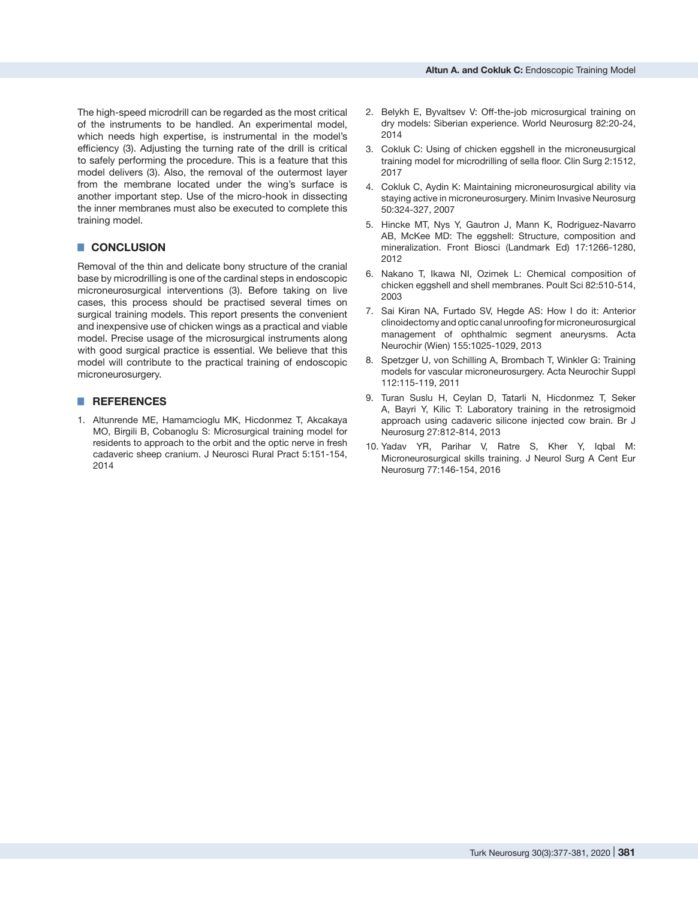The high-speed microdrill can be regarded as the most critical of the instruments to be handled. An experimental model, which needs high expertise, is instrumental in the model's efficiency (3). Adjusting the turning rate of the drill is critical to safely performing the procedure. This is a feature that this model delivers (3). Also, the removal of the outermost layer from the membrane located under the wing's surface is another important step. Use of the micro-hook in dissecting the inner membranes must also be executed to complete this training model.

## CONCLUSION

Removal of the thin and delicate bony structure of the cranial base by microdrilling is one of the cardinal steps in endoscopic microneurosurgical interventions (3). Before taking on live cases, this process should be practised several times on surgical training models. This report presents the convenient and inexpensive use of chicken wings as a practical and viable model. Precise usage of the microsurgical instruments along with good surgical practice is essential. We believe that this model will contribute to the practical training of endoscopic microneurosurgery.

## REFERENCES

1. Altunrende ME, Hamamcioglu MK, Hicdonmez T, Akcakaya MO, Birgili B, Cobanoglu S: Microsurgical training model for residents to approach to the orbit and the optic nerve in fresh cadaveric sheep cranium. J Neurosci Rural Pract 5:151-154, 2014
2. Belykh E, Byvaltsev V: Off-the-job microsurgical training on dry models: Siberian experience. World Neurosurg 82:20-24, 2014
3. Cokluk C: Using of chicken eggshell in the microneusurgical training model for microdrilling of sella floor. Clin Surg 2:1512, 2017
4. Cokluk C, Aydin K: Maintaining microneurosurgical ability via staying active in microneurosurgery. Minim Invasive Neurosurg 50:324-327, 2007
5. Hincke MT, Nys Y, Gautron J, Mann K, Rodriguez-Navarro AB, McKee MD: The eggshell: Structure, composition and mineralization. Front Biosci (Landmark Ed) 17:1266-1280, 2012
6. Nakano T, Ikawa NI, Ozimek L: Chemical composition of chicken eggshell and shell membranes. Poult Sci 82:510-514, 2003
7. Sai Kiran NA, Furtado SV, Hegde AS: How I do it: Anterior clinoidectomy and optic canal unroofing for microneurosurgical management of ophthalmic segment aneurysms. Acta Neurochir (Wien) 155:1025-1029, 2013
8. Spetzger U, von Schilling A, Brombach T, Winkler G: Training models for vascular microneurosurgery. Acta Neurochir Suppl 112:115-119, 2011
9. Turan Suslu H, Ceylan D, Tatarli N, Hicdonmez T, Seker A, Bayri Y, Kilic T: Laboratory training in the retrosigmoid approach using cadaveric silicone injected cow brain. Br J Neurosurg 27:812-814, 2013
10. Yadav YR, Parihar V, Ratre S, Kher Y, Iqbal M: Microneurosurgical skills training. J Neurol Surg A Cent Eur Neurosurg 77:146-154, 2016